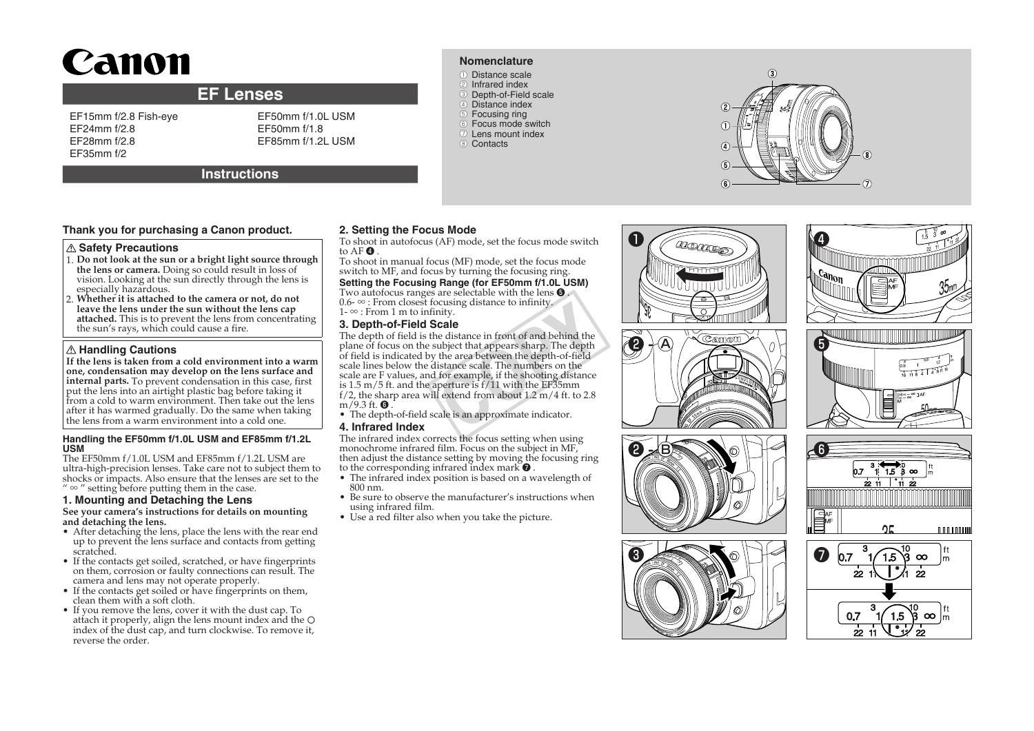# Canon

## EF Lenses

EF15mm f/2.8 Fish-eye
EF24mm f/2.8
EF28mm f/2.8
EF35mm f/2
EF50mm f/1.0L USM
EF50mm f/1.8
EF85mm f/1.2L USM

## Instructions

### Nomenclature

① Distance scale
② Infrared index
③ Depth-of-Field scale
④ Distance index
⑤ Focusing ring
⑥ Focus mode switch
⑦ Lens mount index
⑧ Contacts

**Thank you for purchasing a Canon product.**

### ⚠ Safety Precautions

1. **Do not look at the sun or a bright light source through the lens or camera.** Doing so could result in loss of vision. Looking at the sun directly through the lens is especially hazardous.
2. **Whether it is attached to the camera or not, do not leave the lens under the sun without the lens cap attached.** This is to prevent the lens from concentrating the sun's rays, which could cause a fire.

### ⚠ Handling Cautions

**If the lens is taken from a cold environment into a warm one, condensation may develop on the lens surface and internal parts.** To prevent condensation in this case, first put the lens into an airtight plastic bag before taking it from a cold to warm environment. Then take out the lens after it has warmed gradually. Do the same when taking the lens from a warm environment into a cold one.

**Handling the EF50mm f/1.0L USM and EF85mm f/1.2L USM**

The EF50mm f/1.0L USM and EF85mm f/1.2L USM are ultra-high-precision lenses. Take care not to subject them to shocks or impacts. Also ensure that the lenses are set to the " ∞ " setting before putting them in the case.

### 1. Mounting and Detaching the Lens

**See your camera's instructions for details on mounting and detaching the lens.**

- After detaching the lens, place the lens with the rear end up to prevent the lens surface and contacts from getting scratched.
- If the contacts get soiled, scratched, or have fingerprints on them, corrosion or faulty connections can result. The camera and lens may not operate properly.
- If the contacts get soiled or have fingerprints on them, clean them with a soft cloth.
- If you remove the lens, cover it with the dust cap. To attach it properly, align the lens mount index and the ○ index of the dust cap, and turn clockwise. To remove it, reverse the order.

### 2. Setting the Focus Mode

To shoot in autofocus (AF) mode, set the focus mode switch to AF ❹.

To shoot in manual focus (MF) mode, set the focus mode switch to MF, and focus by turning the focusing ring.

**Setting the Focusing Range (for EF50mm f/1.0L USM)**

Two autofocus ranges are selectable with the lens ❺.
0.6- ∞ : From closest focusing distance to infinity.
1- ∞ : From 1 m to infinity.

### 3. Depth-of-Field Scale

The depth of field is the distance in front of and behind the plane of focus on the subject that appears sharp. The depth of field is indicated by the area between the depth-of-field scale lines below the distance scale. The numbers on the scale are F values, and for example, if the shooting distance is 1.5 m/5 ft. and the aperture is f/11 with the EF35mm f/2, the sharp area will extend from about 1.2 m/4 ft. to 2.8 m/9.3 ft. ❻.

- The depth-of-field scale is an approximate indicator.

### 4. Infrared Index

The infrared index corrects the focus setting when using monochrome infrared film. Focus on the subject in MF, then adjust the distance setting by moving the focusing ring to the corresponding infrared index mark ❼.

- The infrared index position is based on a wavelength of 800 nm.
- Be sure to observe the manufacturer's instructions when using infrared film.
- Use a red filter also when you take the picture.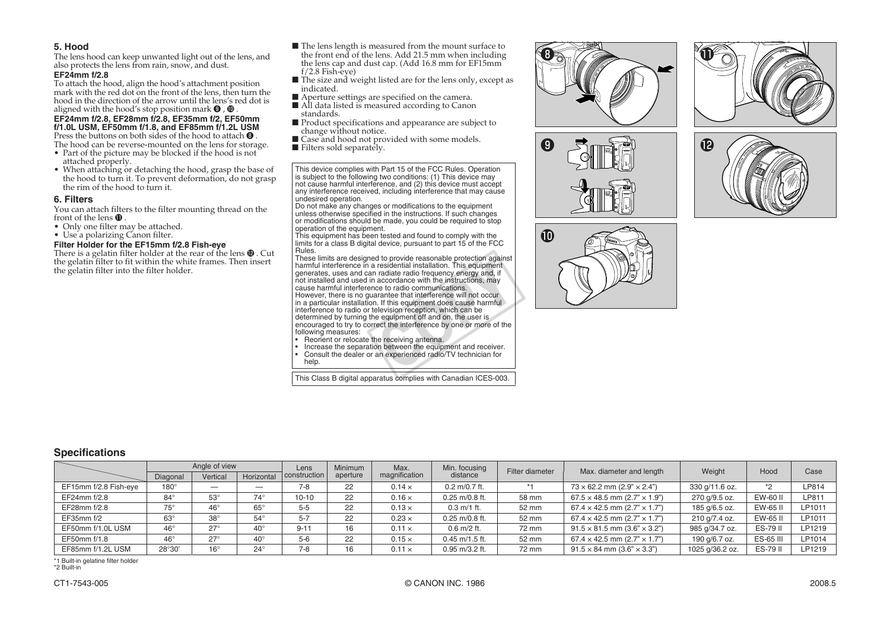## 5. Hood

The lens hood can keep unwanted light out of the lens, and also protects the lens from rain, snow, and dust.

**EF24mm f/2.8**

To attach the hood, align the hood's attachment position mark with the red dot on the front of the lens, then turn the hood in the direction of the arrow until the lens's red dot is aligned with the hood's stop position mark ❾, ❿.

**EF24mm f/2.8, EF28mm f/2.8, EF35mm f/2, EF50mm f/1.0L USM, EF50mm f/1.8, and EF85mm f/1.2L USM**

Press the buttons on both sides of the hood to attach ❽.

The hood can be reverse-mounted on the lens for storage.

- Part of the picture may be blocked if the hood is not attached properly.
- When attaching or detaching the hood, grasp the base of the hood to turn it. To prevent deformation, do not grasp the rim of the hood to turn it.

## 6. Filters

You can attach filters to the filter mounting thread on the front of the lens ⓫.

- Only one filter may be attached.
- Use a polarizing Canon filter.

**Filter Holder for the EF15mm f/2.8 Fish-eye**

There is a gelatin filter holder at the rear of the lens ⓬. Cut the gelatin filter to fit within the white frames. Then insert the gelatin filter into the filter holder.

- The lens length is measured from the mount surface to the front end of the lens. Add 21.5 mm when including the lens cap and dust cap. (Add 16.8 mm for EF15mm f/2.8 Fish-eye)
- The size and weight listed are for the lens only, except as indicated.
- Aperture settings are specified on the camera.
- All data listed is measured according to Canon standards.
- Product specifications and appearance are subject to change without notice.
- Case and hood not provided with some models.
- Filters sold separately.

This device complies with Part 15 of the FCC Rules. Operation is subject to the following two conditions: (1) This device may not cause harmful interference, and (2) this device must accept any interference received, including interference that may cause undesired operation.
Do not make any changes or modifications to the equipment unless otherwise specified in the instructions. If such changes or modifications should be made, you could be required to stop operation of the equipment.
This equipment has been tested and found to comply with the limits for a class B digital device, pursuant to part 15 of the FCC Rules.
These limits are designed to provide reasonable protection against harmful interference in a residential installation. This equipment generates, uses and can radiate radio frequency energy and, if not installed and used in accordance with the instructions, may cause harmful interference to radio communications.
However, there is no guarantee that interference will not occur in a particular installation. If this equipment does cause harmful interference to radio or television reception, which can be determined by turning the equipment off and on, the user is encouraged to try to correct the interference by one or more of the following measures:

- Reorient or relocate the receiving antenna.
- Increase the separation between the equipment and receiver.
- Consult the dealer or an experienced radio/TV technician for help.

This Class B digital apparatus complies with Canadian ICES-003.

## Specifications

| | Angle of view | | | Lens construction | Minimum aperture | Max. magnification | Min. focusing distance | Filter diameter | Max. diameter and length | Weight | Hood | Case |
|---|---|---|---|---|---|---|---|---|---|---|---|---|
| | Diagonal | Vertical | Horizontal | | | | | | | | | |
| EF15mm f/2.8 Fish-eye | 180° | — | — | 7-8 | 22 | 0.14 × | 0.2 m/0.7 ft. | *1 | 73 × 62.2 mm (2.9" × 2.4") | 330 g/11.6 oz. | *2 | LP814 |
| EF24mm f/2.8 | 84° | 53° | 74° | 10-10 | 22 | 0.16 × | 0.25 m/0.8 ft. | 58 mm | 67.5 × 48.5 mm (2.7" × 1.9") | 270 g/9.5 oz. | EW-60 II | LP811 |
| EF28mm f/2.8 | 75° | 46° | 65° | 5-5 | 22 | 0.13 × | 0.3 m/1 ft. | 52 mm | 67.4 × 42.5 mm (2.7" × 1.7") | 185 g/6.5 oz. | EW-65 II | LP1011 |
| EF35mm f/2 | 63° | 38° | 54° | 5-7 | 22 | 0.23 × | 0.25 m/0.8 ft. | 52 mm | 67.4 × 42.5 mm (2.7" × 1.7") | 210 g/7.4 oz. | EW-65 II | LP1011 |
| EF50mm f/1.0L USM | 46° | 27° | 40° | 9-11 | 16 | 0.11 × | 0.6 m/2 ft. | 72 mm | 91.5 × 81.5 mm (3.6" × 3.2") | 985 g/34.7 oz. | ES-79 II | LP1219 |
| EF50mm f/1.8 | 46° | 27° | 40° | 5-6 | 22 | 0.15 × | 0.45 m/1.5 ft. | 52 mm | 67.4 × 42.5 mm (2.7" × 1.7") | 190 g/6.7 oz. | ES-65 III | LP1014 |
| EF85mm f/1.2L USM | 28°30' | 16° | 24° | 7-8 | 16 | 0.11 × | 0.95 m/3.2 ft. | 72 mm | 91.5 × 84 mm (3.6" × 3.3") | 1025 g/36.2 oz. | ES-79 II | LP1219 |

*1 Built-in gelatine filter holder
*2 Built-in

CT1-7543-005 © CANON INC. 1986 2008.5